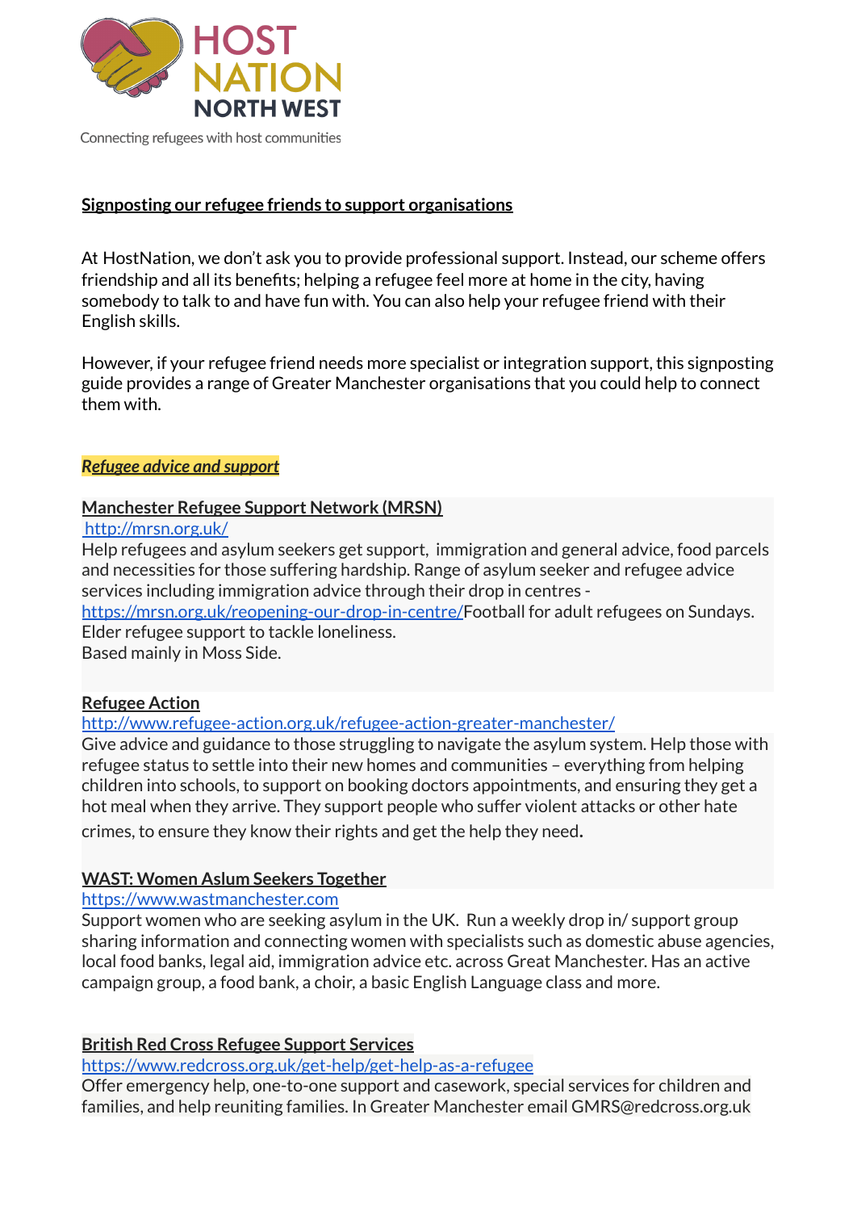HOST NATION NORTH WEST

Connecting refugees with host communities

## Signposting our refugee friends to support organisations

At HostNation, we don't ask you to provide professional support. Instead, our scheme offers friendship and all its benefits; helping a refugee feel more at home in the city, having somebody to talk to and have fun with. You can also help your refugee friend with their English skills.

However, if your refugee friend needs more specialist or integration support, this signposting guide provides a range of Greater Manchester organisations that you could help to connect them with.

### *Refugee advice and support*

**Manchester Refugee Support Network (MRSN)**

http://mrsn.org.uk/

Help refugees and asylum seekers get support, immigration and general advice, food parcels and necessities for those suffering hardship. Range of asylum seeker and refugee advice services including immigration advice through their drop in centres - https://mrsn.org.uk/reopening-our-drop-in-centre/Football for adult refugees on Sundays. Elder refugee support to tackle loneliness.
Based mainly in Moss Side.

**Refugee Action**

http://www.refugee-action.org.uk/refugee-action-greater-manchester/

Give advice and guidance to those struggling to navigate the asylum system. Help those with refugee status to settle into their new homes and communities – everything from helping children into schools, to support on booking doctors appointments, and ensuring they get a hot meal when they arrive. They support people who suffer violent attacks or other hate crimes, to ensure they know their rights and get the help they need.

**WAST: Women Aslum Seekers Together**

https://www.wastmanchester.com

Support women who are seeking asylum in the UK. Run a weekly drop in/ support group sharing information and connecting women with specialists such as domestic abuse agencies, local food banks, legal aid, immigration advice etc. across Great Manchester. Has an active campaign group, a food bank, a choir, a basic English Language class and more.

**British Red Cross Refugee Support Services**

https://www.redcross.org.uk/get-help/get-help-as-a-refugee

Offer emergency help, one-to-one support and casework, special services for children and families, and help reuniting families. In Greater Manchester email GMRS@redcross.org.uk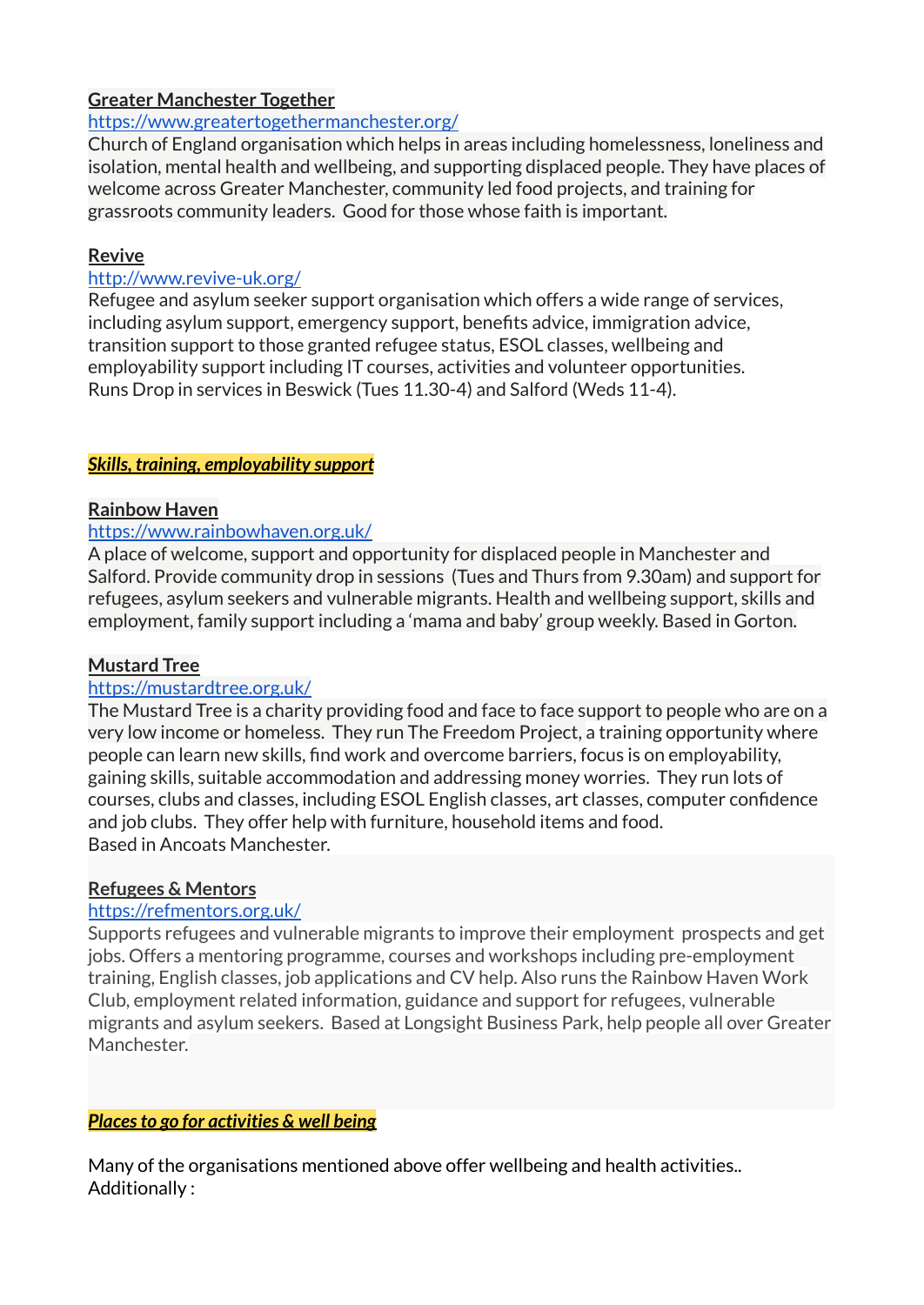**Greater Manchester Together**

https://www.greatertogethermanchester.org/

Church of England organisation which helps in areas including homelessness, loneliness and isolation, mental health and wellbeing, and supporting displaced people. They have places of welcome across Greater Manchester, community led food projects, and training for grassroots community leaders. Good for those whose faith is important.

**Revive**

http://www.revive-uk.org/

Refugee and asylum seeker support organisation which offers a wide range of services, including asylum support, emergency support, benefits advice, immigration advice, transition support to those granted refugee status, ESOL classes, wellbeing and employability support including IT courses, activities and volunteer opportunities.
Runs Drop in services in Beswick (Tues 11.30-4) and Salford (Weds 11-4).

## ***Skills, training, employability support***

**Rainbow Haven**

https://www.rainbowhaven.org.uk/

A place of welcome, support and opportunity for displaced people in Manchester and Salford. Provide community drop in sessions (Tues and Thurs from 9.30am) and support for refugees, asylum seekers and vulnerable migrants. Health and wellbeing support, skills and employment, family support including a 'mama and baby' group weekly. Based in Gorton.

**Mustard Tree**

https://mustardtree.org.uk/

The Mustard Tree is a charity providing food and face to face support to people who are on a very low income or homeless. They run The Freedom Project, a training opportunity where people can learn new skills, find work and overcome barriers, focus is on employability, gaining skills, suitable accommodation and addressing money worries. They run lots of courses, clubs and classes, including ESOL English classes, art classes, computer confidence and job clubs. They offer help with furniture, household items and food.
Based in Ancoats Manchester.

**Refugees & Mentors**

https://refmentors.org.uk/

Supports refugees and vulnerable migrants to improve their employment prospects and get jobs. Offers a mentoring programme, courses and workshops including pre-employment training, English classes, job applications and CV help. Also runs the Rainbow Haven Work Club, employment related information, guidance and support for refugees, vulnerable migrants and asylum seekers. Based at Longsight Business Park, help people all over Greater Manchester.

## ***Places to go for activities & well being***

Many of the organisations mentioned above offer wellbeing and health activities..
Additionally :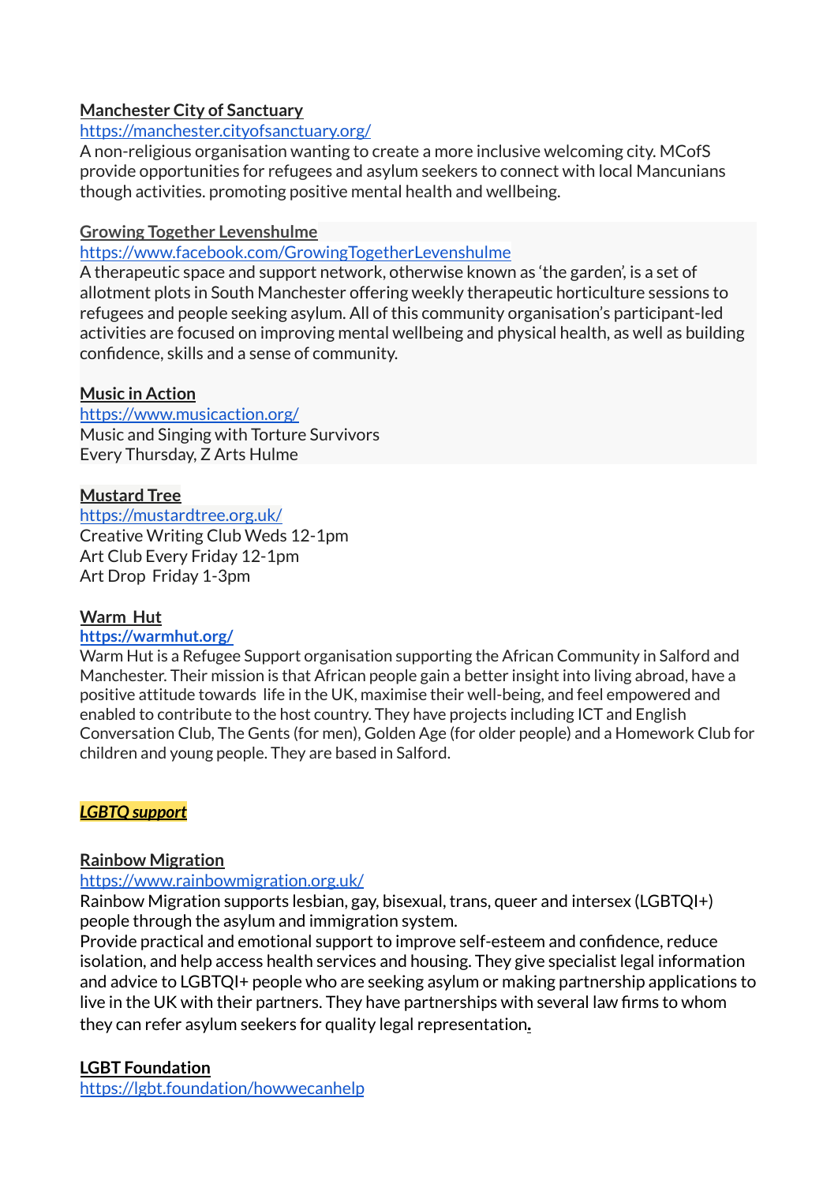**Manchester City of Sanctuary**
https://manchester.cityofsanctuary.org/
A non-religious organisation wanting to create a more inclusive welcoming city. MCofS provide opportunities for refugees and asylum seekers to connect with local Mancunians though activities. promoting positive mental health and wellbeing.

**Growing Together Levenshulme**
https://www.facebook.com/GrowingTogetherLevenshulme
A therapeutic space and support network, otherwise known as 'the garden', is a set of allotment plots in South Manchester offering weekly therapeutic horticulture sessions to refugees and people seeking asylum. All of this community organisation's participant-led activities are focused on improving mental wellbeing and physical health, as well as building confidence, skills and a sense of community.

**Music in Action**
https://www.musicaction.org/
Music and Singing with Torture Survivors
Every Thursday, Z Arts Hulme

**Mustard Tree**
https://mustardtree.org.uk/
Creative Writing Club Weds 12-1pm
Art Club Every Friday 12-1pm
Art Drop Friday 1-3pm

**Warm Hut**
**https://warmhut.org/**
Warm Hut is a Refugee Support organisation supporting the African Community in Salford and Manchester. Their mission is that African people gain a better insight into living abroad, have a positive attitude towards life in the UK, maximise their well-being, and feel empowered and enabled to contribute to the host country. They have projects including ICT and English Conversation Club, The Gents (for men), Golden Age (for older people) and a Homework Club for children and young people. They are based in Salford.

***LGBTQ support***

**Rainbow Migration**
https://www.rainbowmigration.org.uk/
Rainbow Migration supports lesbian, gay, bisexual, trans, queer and intersex (LGBTQI+) people through the asylum and immigration system.
Provide practical and emotional support to improve self-esteem and confidence, reduce isolation, and help access health services and housing. They give specialist legal information and advice to LGBTQI+ people who are seeking asylum or making partnership applications to live in the UK with their partners. They have partnerships with several law firms to whom they can refer asylum seekers for quality legal representation.

**LGBT Foundation**
https://lgbt.foundation/howwecanhelp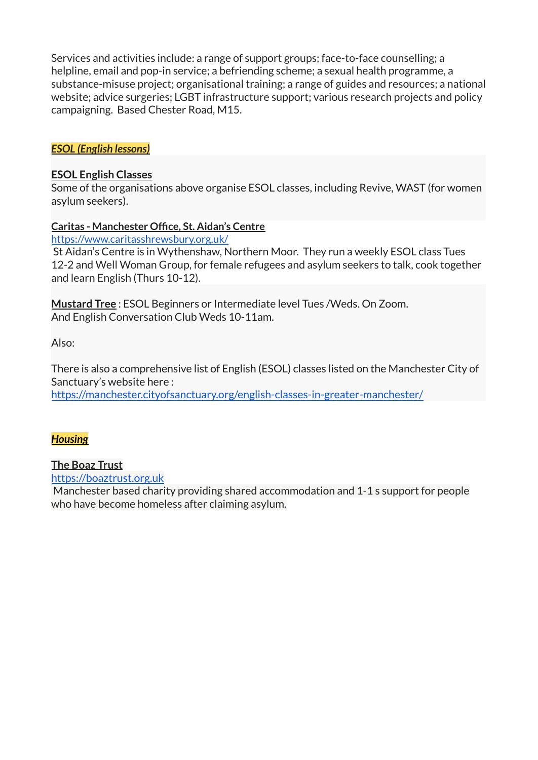Services and activities include: a range of support groups; face-to-face counselling; a helpline, email and pop-in service; a befriending scheme; a sexual health programme, a substance-misuse project; organisational training; a range of guides and resources; a national website; advice surgeries; LGBT infrastructure support; various research projects and policy campaigning. Based Chester Road, M15.

## ***ESOL (English lessons)***

**ESOL English Classes**
Some of the organisations above organise ESOL classes, including Revive, WAST (for women asylum seekers).

**Caritas - Manchester Office, St. Aidan's Centre**
https://www.caritasshrewsbury.org.uk/
St Aidan's Centre is in Wythenshaw, Northern Moor. They run a weekly ESOL class Tues 12-2 and Well Woman Group, for female refugees and asylum seekers to talk, cook together and learn English (Thurs 10-12).

**Mustard Tree** : ESOL Beginners or Intermediate level Tues /Weds. On Zoom.
And English Conversation Club Weds 10-11am.

Also:

There is also a comprehensive list of English (ESOL) classes listed on the Manchester City of Sanctuary's website here :
https://manchester.cityofsanctuary.org/english-classes-in-greater-manchester/

## ***Housing***

**The Boaz Trust**
https://boaztrust.org.uk
Manchester based charity providing shared accommodation and 1-1 s support for people who have become homeless after claiming asylum.